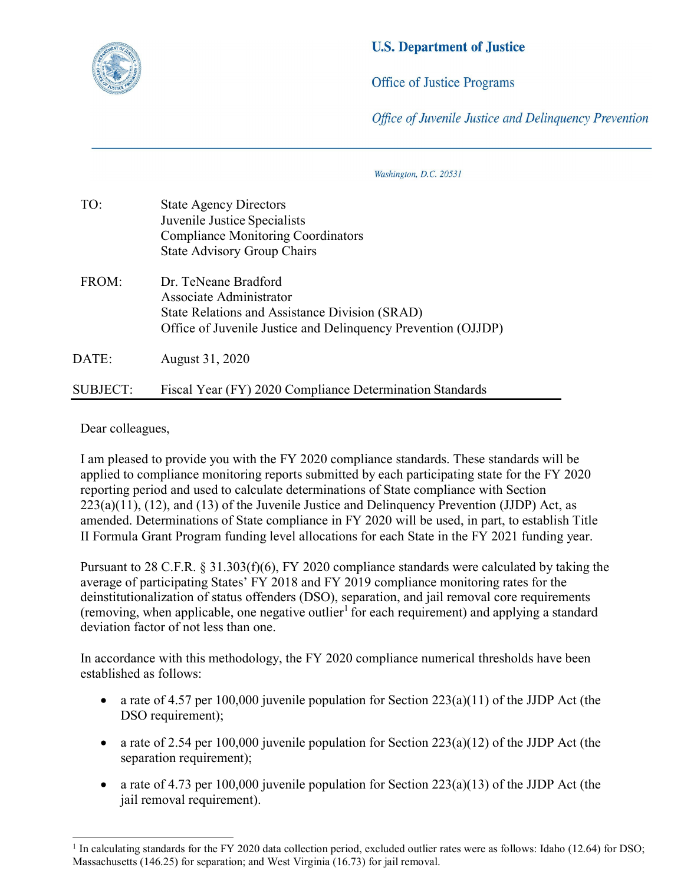**U.S. Department of Justice**

Office of Justice Programs

*Office of Juvenile Justice and Delinquency Prevention*

*Washington, D.C. 20531*

| | |
|---|---|
| TO: | State Agency Directors<br>Juvenile Justice Specialists<br>Compliance Monitoring Coordinators<br>State Advisory Group Chairs |
| FROM: | Dr. TeNeane Bradford<br>Associate Administrator<br>State Relations and Assistance Division (SRAD)<br>Office of Juvenile Justice and Delinquency Prevention (OJJDP) |
| DATE: | August 31, 2020 |
| SUBJECT: | Fiscal Year (FY) 2020 Compliance Determination Standards |

Dear colleagues,

I am pleased to provide you with the FY 2020 compliance standards. These standards will be applied to compliance monitoring reports submitted by each participating state for the FY 2020 reporting period and used to calculate determinations of State compliance with Section 223(a)(11), (12), and (13) of the Juvenile Justice and Delinquency Prevention (JJDP) Act, as amended. Determinations of State compliance in FY 2020 will be used, in part, to establish Title II Formula Grant Program funding level allocations for each State in the FY 2021 funding year.

Pursuant to 28 C.F.R. § 31.303(f)(6), FY 2020 compliance standards were calculated by taking the average of participating States' FY 2018 and FY 2019 compliance monitoring rates for the deinstitutionalization of status offenders (DSO), separation, and jail removal core requirements (removing, when applicable, one negative outlier[1] for each requirement) and applying a standard deviation factor of not less than one.

In accordance with this methodology, the FY 2020 compliance numerical thresholds have been established as follows:

- a rate of 4.57 per 100,000 juvenile population for Section 223(a)(11) of the JJDP Act (the DSO requirement);
- a rate of 2.54 per 100,000 juvenile population for Section 223(a)(12) of the JJDP Act (the separation requirement);
- a rate of 4.73 per 100,000 juvenile population for Section 223(a)(13) of the JJDP Act (the jail removal requirement).

[1] In calculating standards for the FY 2020 data collection period, excluded outlier rates were as follows: Idaho (12.64) for DSO; Massachusetts (146.25) for separation; and West Virginia (16.73) for jail removal.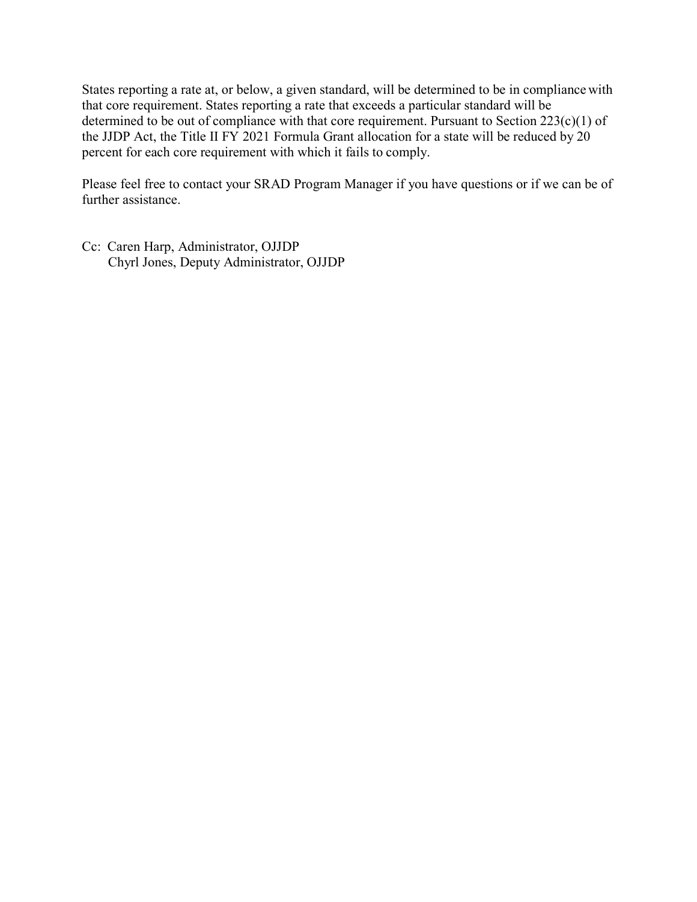States reporting a rate at, or below, a given standard, will be determined to be in compliance with that core requirement. States reporting a rate that exceeds a particular standard will be determined to be out of compliance with that core requirement. Pursuant to Section 223(c)(1) of the JJDP Act, the Title II FY 2021 Formula Grant allocation for a state will be reduced by 20 percent for each core requirement with which it fails to comply.

Please feel free to contact your SRAD Program Manager if you have questions or if we can be of further assistance.

Cc: Caren Harp, Administrator, OJJDP
Chyrl Jones, Deputy Administrator, OJJDP